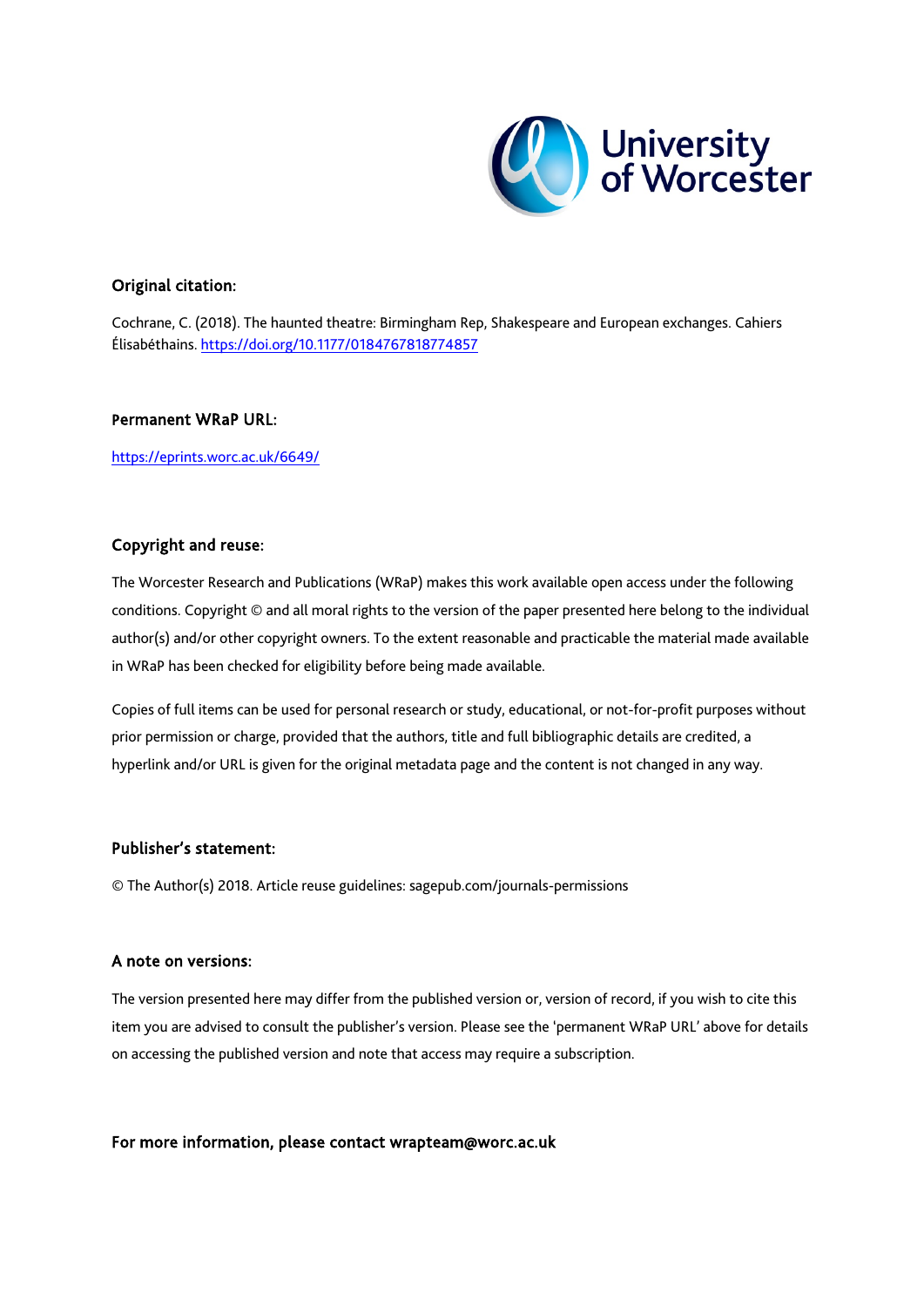University of Worcester

## Original citation:

Cochrane, C. (2018). The haunted theatre: Birmingham Rep, Shakespeare and European exchanges. Cahiers Élisabéthains. https://doi.org/10.1177/0184767818774857

## Permanent WRaP URL:

https://eprints.worc.ac.uk/6649/

## Copyright and reuse:

The Worcester Research and Publications (WRaP) makes this work available open access under the following conditions. Copyright © and all moral rights to the version of the paper presented here belong to the individual author(s) and/or other copyright owners. To the extent reasonable and practicable the material made available in WRaP has been checked for eligibility before being made available.

Copies of full items can be used for personal research or study, educational, or not-for-profit purposes without prior permission or charge, provided that the authors, title and full bibliographic details are credited, a hyperlink and/or URL is given for the original metadata page and the content is not changed in any way.

## Publisher's statement:

© The Author(s) 2018. Article reuse guidelines: sagepub.com/journals-permissions

## A note on versions:

The version presented here may differ from the published version or, version of record, if you wish to cite this item you are advised to consult the publisher's version. Please see the 'permanent WRaP URL' above for details on accessing the published version and note that access may require a subscription.

**For more information, please contact wrapteam@worc.ac.uk**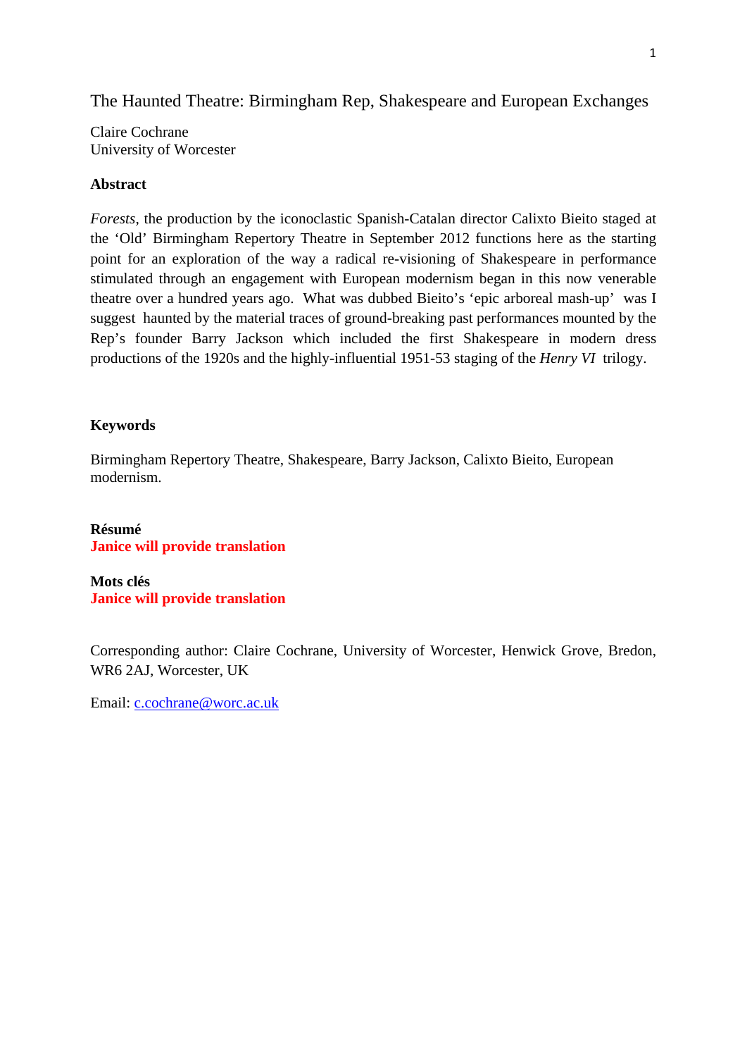# The Haunted Theatre: Birmingham Rep, Shakespeare and European Exchanges

Claire Cochrane
University of Worcester

**Abstract**

*Forests*, the production by the iconoclastic Spanish-Catalan director Calixto Bieito staged at the 'Old' Birmingham Repertory Theatre in September 2012 functions here as the starting point for an exploration of the way a radical re-visioning of Shakespeare in performance stimulated through an engagement with European modernism began in this now venerable theatre over a hundred years ago. What was dubbed Bieito's 'epic arboreal mash-up' was I suggest haunted by the material traces of ground-breaking past performances mounted by the Rep's founder Barry Jackson which included the first Shakespeare in modern dress productions of the 1920s and the highly-influential 1951-53 staging of the *Henry VI* trilogy.

**Keywords**

Birmingham Repertory Theatre, Shakespeare, Barry Jackson, Calixto Bieito, European modernism.

**Résumé**
**Janice will provide translation**

**Mots clés**
**Janice will provide translation**

Corresponding author: Claire Cochrane, University of Worcester, Henwick Grove, Bredon, WR6 2AJ, Worcester, UK

Email: c.cochrane@worc.ac.uk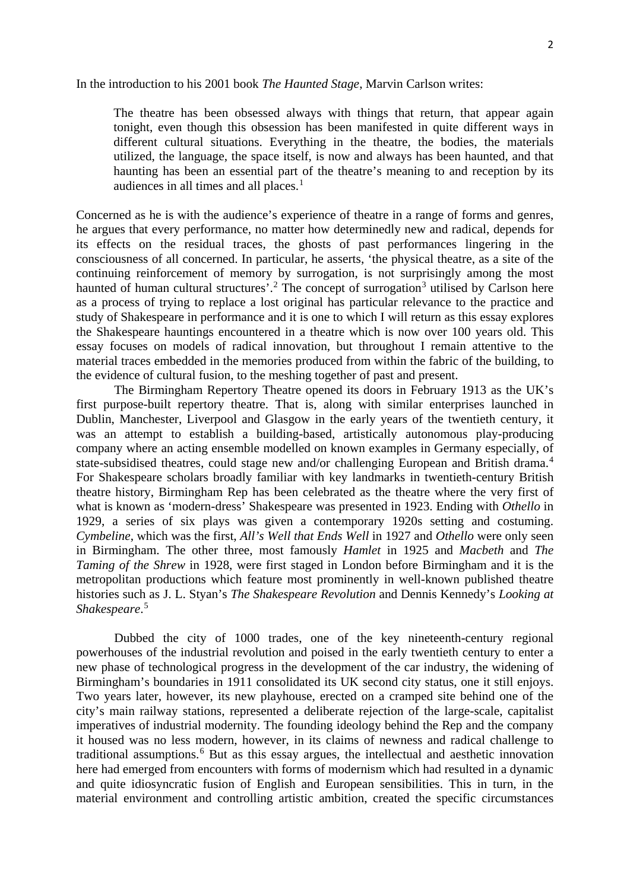In the introduction to his 2001 book *The Haunted Stage*, Marvin Carlson writes:

> The theatre has been obsessed always with things that return, that appear again tonight, even though this obsession has been manifested in quite different ways in different cultural situations. Everything in the theatre, the bodies, the materials utilized, the language, the space itself, is now and always has been haunted, and that haunting has been an essential part of the theatre's meaning to and reception by its audiences in all times and all places.[1]

Concerned as he is with the audience's experience of theatre in a range of forms and genres, he argues that every performance, no matter how determinedly new and radical, depends for its effects on the residual traces, the ghosts of past performances lingering in the consciousness of all concerned. In particular, he asserts, 'the physical theatre, as a site of the continuing reinforcement of memory by surrogation, is not surprisingly among the most haunted of human cultural structures'.[2] The concept of surrogation[3] utilised by Carlson here as a process of trying to replace a lost original has particular relevance to the practice and study of Shakespeare in performance and it is one to which I will return as this essay explores the Shakespeare hauntings encountered in a theatre which is now over 100 years old. This essay focuses on models of radical innovation, but throughout I remain attentive to the material traces embedded in the memories produced from within the fabric of the building, to the evidence of cultural fusion, to the meshing together of past and present.

The Birmingham Repertory Theatre opened its doors in February 1913 as the UK's first purpose-built repertory theatre. That is, along with similar enterprises launched in Dublin, Manchester, Liverpool and Glasgow in the early years of the twentieth century, it was an attempt to establish a building-based, artistically autonomous play-producing company where an acting ensemble modelled on known examples in Germany especially, of state-subsidised theatres, could stage new and/or challenging European and British drama.[4] For Shakespeare scholars broadly familiar with key landmarks in twentieth-century British theatre history, Birmingham Rep has been celebrated as the theatre where the very first of what is known as 'modern-dress' Shakespeare was presented in 1923. Ending with *Othello* in 1929, a series of six plays was given a contemporary 1920s setting and costuming. *Cymbeline*, which was the first, *All's Well that Ends Well* in 1927 and *Othello* were only seen in Birmingham. The other three, most famously *Hamlet* in 1925 and *Macbeth* and *The Taming of the Shrew* in 1928, were first staged in London before Birmingham and it is the metropolitan productions which feature most prominently in well-known published theatre histories such as J. L. Styan's *The Shakespeare Revolution* and Dennis Kennedy's *Looking at Shakespeare*.[5]

Dubbed the city of 1000 trades, one of the key nineteenth-century regional powerhouses of the industrial revolution and poised in the early twentieth century to enter a new phase of technological progress in the development of the car industry, the widening of Birmingham's boundaries in 1911 consolidated its UK second city status, one it still enjoys. Two years later, however, its new playhouse, erected on a cramped site behind one of the city's main railway stations, represented a deliberate rejection of the large-scale, capitalist imperatives of industrial modernity. The founding ideology behind the Rep and the company it housed was no less modern, however, in its claims of newness and radical challenge to traditional assumptions.[6] But as this essay argues, the intellectual and aesthetic innovation here had emerged from encounters with forms of modernism which had resulted in a dynamic and quite idiosyncratic fusion of English and European sensibilities. This in turn, in the material environment and controlling artistic ambition, created the specific circumstances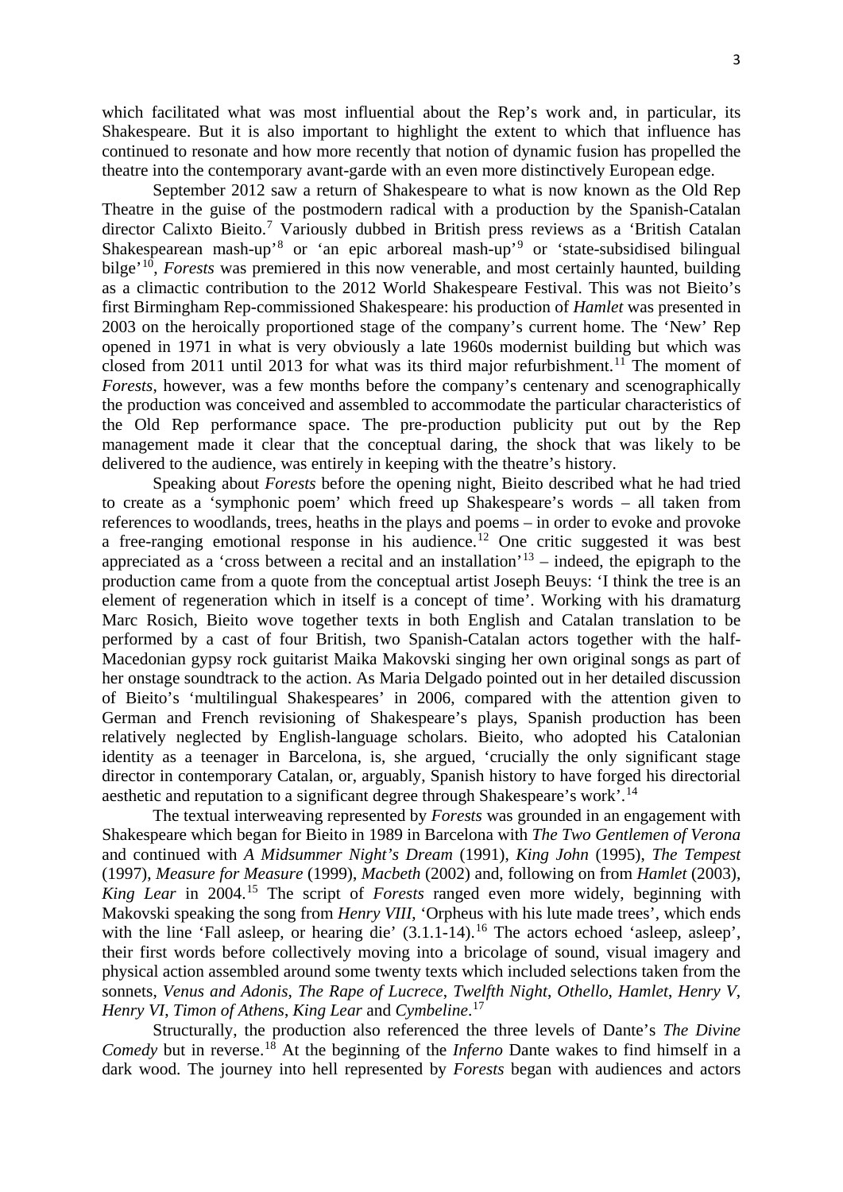which facilitated what was most influential about the Rep's work and, in particular, its Shakespeare. But it is also important to highlight the extent to which that influence has continued to resonate and how more recently that notion of dynamic fusion has propelled the theatre into the contemporary avant-garde with an even more distinctively European edge.

September 2012 saw a return of Shakespeare to what is now known as the Old Rep Theatre in the guise of the postmodern radical with a production by the Spanish-Catalan director Calixto Bieito.[7] Variously dubbed in British press reviews as a 'British Catalan Shakespearean mash-up'[8] or 'an epic arboreal mash-up'[9] or 'state-subsidised bilingual bilge'[10], *Forests* was premiered in this now venerable, and most certainly haunted, building as a climactic contribution to the 2012 World Shakespeare Festival. This was not Bieito's first Birmingham Rep-commissioned Shakespeare: his production of *Hamlet* was presented in 2003 on the heroically proportioned stage of the company's current home. The 'New' Rep opened in 1971 in what is very obviously a late 1960s modernist building but which was closed from 2011 until 2013 for what was its third major refurbishment.[11] The moment of *Forests*, however, was a few months before the company's centenary and scenographically the production was conceived and assembled to accommodate the particular characteristics of the Old Rep performance space. The pre-production publicity put out by the Rep management made it clear that the conceptual daring, the shock that was likely to be delivered to the audience, was entirely in keeping with the theatre's history.

Speaking about *Forests* before the opening night, Bieito described what he had tried to create as a 'symphonic poem' which freed up Shakespeare's words – all taken from references to woodlands, trees, heaths in the plays and poems – in order to evoke and provoke a free-ranging emotional response in his audience.[12] One critic suggested it was best appreciated as a 'cross between a recital and an installation'[13] – indeed, the epigraph to the production came from a quote from the conceptual artist Joseph Beuys: 'I think the tree is an element of regeneration which in itself is a concept of time'. Working with his dramaturg Marc Rosich, Bieito wove together texts in both English and Catalan translation to be performed by a cast of four British, two Spanish-Catalan actors together with the half-Macedonian gypsy rock guitarist Maika Makovski singing her own original songs as part of her onstage soundtrack to the action. As Maria Delgado pointed out in her detailed discussion of Bieito's 'multilingual Shakespeares' in 2006, compared with the attention given to German and French revisioning of Shakespeare's plays, Spanish production has been relatively neglected by English-language scholars. Bieito, who adopted his Catalonian identity as a teenager in Barcelona, is, she argued, 'crucially the only significant stage director in contemporary Catalan, or, arguably, Spanish history to have forged his directorial aesthetic and reputation to a significant degree through Shakespeare's work'.[14]

The textual interweaving represented by *Forests* was grounded in an engagement with Shakespeare which began for Bieito in 1989 in Barcelona with *The Two Gentlemen of Verona* and continued with *A Midsummer Night's Dream* (1991), *King John* (1995), *The Tempest* (1997), *Measure for Measure* (1999), *Macbeth* (2002) and, following on from *Hamlet* (2003), *King Lear* in 2004.[15] The script of *Forests* ranged even more widely, beginning with Makovski speaking the song from *Henry VIII*, 'Orpheus with his lute made trees', which ends with the line 'Fall asleep, or hearing die' (3.1.1-14).[16] The actors echoed 'asleep, asleep', their first words before collectively moving into a bricolage of sound, visual imagery and physical action assembled around some twenty texts which included selections taken from the sonnets, *Venus and Adonis*, *The Rape of Lucrece*, *Twelfth Night*, *Othello*, *Hamlet*, *Henry V*, *Henry VI*, *Timon of Athens*, *King Lear* and *Cymbeline*.[17]

Structurally, the production also referenced the three levels of Dante's *The Divine Comedy* but in reverse.[18] At the beginning of the *Inferno* Dante wakes to find himself in a dark wood. The journey into hell represented by *Forests* began with audiences and actors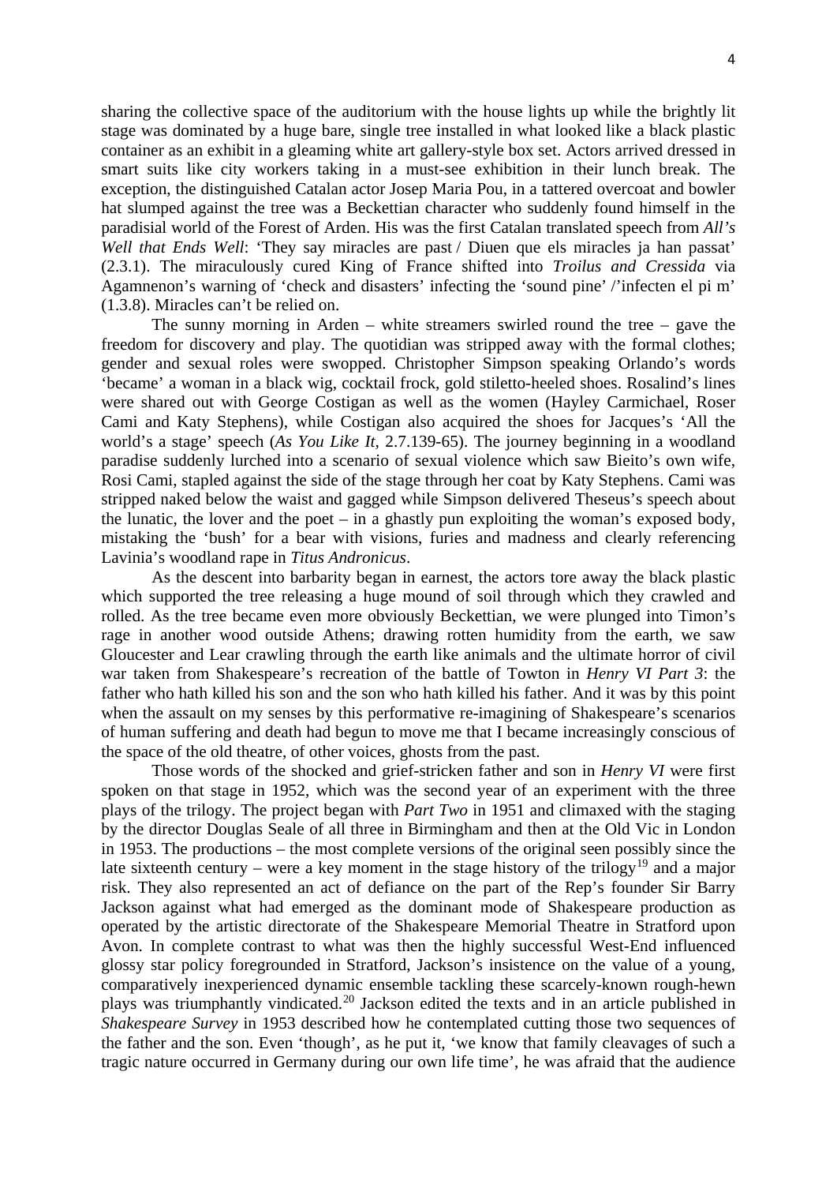sharing the collective space of the auditorium with the house lights up while the brightly lit stage was dominated by a huge bare, single tree installed in what looked like a black plastic container as an exhibit in a gleaming white art gallery-style box set. Actors arrived dressed in smart suits like city workers taking in a must-see exhibition in their lunch break. The exception, the distinguished Catalan actor Josep Maria Pou, in a tattered overcoat and bowler hat slumped against the tree was a Beckettian character who suddenly found himself in the paradisial world of the Forest of Arden. His was the first Catalan translated speech from *All's Well that Ends Well*: 'They say miracles are past / Diuen que els miracles ja han passat' (2.3.1). The miraculously cured King of France shifted into *Troilus and Cressida* via Agamnenon's warning of 'check and disasters' infecting the 'sound pine' /'infecten el pi m' (1.3.8). Miracles can't be relied on.

The sunny morning in Arden – white streamers swirled round the tree – gave the freedom for discovery and play. The quotidian was stripped away with the formal clothes; gender and sexual roles were swopped. Christopher Simpson speaking Orlando's words 'became' a woman in a black wig, cocktail frock, gold stiletto-heeled shoes. Rosalind's lines were shared out with George Costigan as well as the women (Hayley Carmichael, Roser Cami and Katy Stephens), while Costigan also acquired the shoes for Jacques's 'All the world's a stage' speech (*As You Like It*, 2.7.139-65). The journey beginning in a woodland paradise suddenly lurched into a scenario of sexual violence which saw Bieito's own wife, Rosi Cami, stapled against the side of the stage through her coat by Katy Stephens. Cami was stripped naked below the waist and gagged while Simpson delivered Theseus's speech about the lunatic, the lover and the poet – in a ghastly pun exploiting the woman's exposed body, mistaking the 'bush' for a bear with visions, furies and madness and clearly referencing Lavinia's woodland rape in *Titus Andronicus*.

As the descent into barbarity began in earnest, the actors tore away the black plastic which supported the tree releasing a huge mound of soil through which they crawled and rolled. As the tree became even more obviously Beckettian, we were plunged into Timon's rage in another wood outside Athens; drawing rotten humidity from the earth, we saw Gloucester and Lear crawling through the earth like animals and the ultimate horror of civil war taken from Shakespeare's recreation of the battle of Towton in *Henry VI Part 3*: the father who hath killed his son and the son who hath killed his father. And it was by this point when the assault on my senses by this performative re-imagining of Shakespeare's scenarios of human suffering and death had begun to move me that I became increasingly conscious of the space of the old theatre, of other voices, ghosts from the past.

Those words of the shocked and grief-stricken father and son in *Henry VI* were first spoken on that stage in 1952, which was the second year of an experiment with the three plays of the trilogy. The project began with *Part Two* in 1951 and climaxed with the staging by the director Douglas Seale of all three in Birmingham and then at the Old Vic in London in 1953. The productions – the most complete versions of the original seen possibly since the late sixteenth century – were a key moment in the stage history of the trilogy[19] and a major risk. They also represented an act of defiance on the part of the Rep's founder Sir Barry Jackson against what had emerged as the dominant mode of Shakespeare production as operated by the artistic directorate of the Shakespeare Memorial Theatre in Stratford upon Avon. In complete contrast to what was then the highly successful West-End influenced glossy star policy foregrounded in Stratford, Jackson's insistence on the value of a young, comparatively inexperienced dynamic ensemble tackling these scarcely-known rough-hewn plays was triumphantly vindicated.[20] Jackson edited the texts and in an article published in *Shakespeare Survey* in 1953 described how he contemplated cutting those two sequences of the father and the son. Even 'though', as he put it, 'we know that family cleavages of such a tragic nature occurred in Germany during our own life time', he was afraid that the audience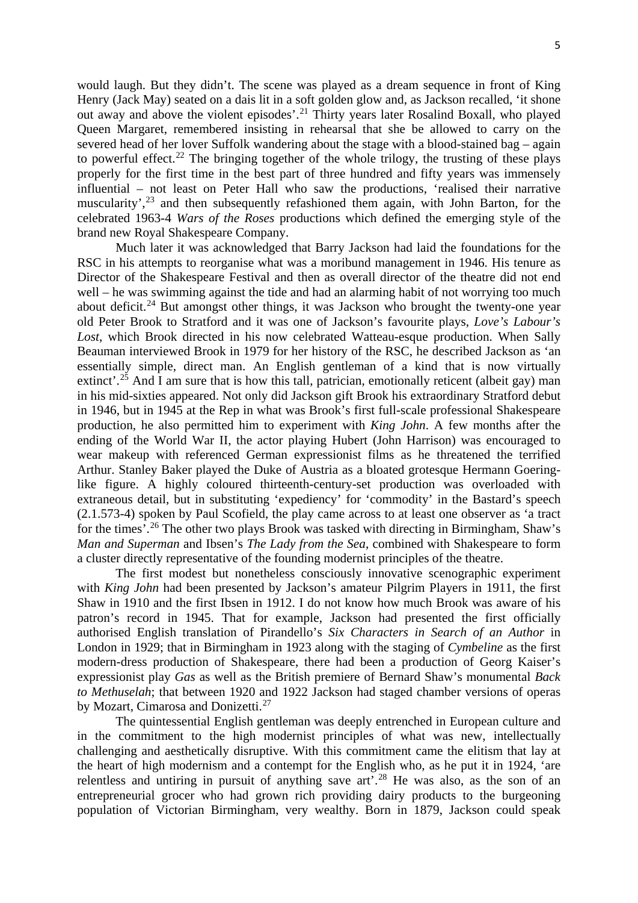would laugh. But they didn't. The scene was played as a dream sequence in front of King Henry (Jack May) seated on a dais lit in a soft golden glow and, as Jackson recalled, 'it shone out away and above the violent episodes'.[21] Thirty years later Rosalind Boxall, who played Queen Margaret, remembered insisting in rehearsal that she be allowed to carry on the severed head of her lover Suffolk wandering about the stage with a blood-stained bag – again to powerful effect.[22] The bringing together of the whole trilogy, the trusting of these plays properly for the first time in the best part of three hundred and fifty years was immensely influential – not least on Peter Hall who saw the productions, 'realised their narrative muscularity',[23] and then subsequently refashioned them again, with John Barton, for the celebrated 1963-4 *Wars of the Roses* productions which defined the emerging style of the brand new Royal Shakespeare Company.

Much later it was acknowledged that Barry Jackson had laid the foundations for the RSC in his attempts to reorganise what was a moribund management in 1946. His tenure as Director of the Shakespeare Festival and then as overall director of the theatre did not end well – he was swimming against the tide and had an alarming habit of not worrying too much about deficit.[24] But amongst other things, it was Jackson who brought the twenty-one year old Peter Brook to Stratford and it was one of Jackson's favourite plays, *Love's Labour's Lost*, which Brook directed in his now celebrated Watteau-esque production. When Sally Beauman interviewed Brook in 1979 for her history of the RSC, he described Jackson as 'an essentially simple, direct man. An English gentleman of a kind that is now virtually extinct'.[25] And I am sure that is how this tall, patrician, emotionally reticent (albeit gay) man in his mid-sixties appeared. Not only did Jackson gift Brook his extraordinary Stratford debut in 1946, but in 1945 at the Rep in what was Brook's first full-scale professional Shakespeare production, he also permitted him to experiment with *King John*. A few months after the ending of the World War II, the actor playing Hubert (John Harrison) was encouraged to wear makeup with referenced German expressionist films as he threatened the terrified Arthur. Stanley Baker played the Duke of Austria as a bloated grotesque Hermann Goering-like figure. A highly coloured thirteenth-century-set production was overloaded with extraneous detail, but in substituting 'expediency' for 'commodity' in the Bastard's speech (2.1.573-4) spoken by Paul Scofield, the play came across to at least one observer as 'a tract for the times'.[26] The other two plays Brook was tasked with directing in Birmingham, Shaw's *Man and Superman* and Ibsen's *The Lady from the Sea*, combined with Shakespeare to form a cluster directly representative of the founding modernist principles of the theatre.

The first modest but nonetheless consciously innovative scenographic experiment with *King John* had been presented by Jackson's amateur Pilgrim Players in 1911, the first Shaw in 1910 and the first Ibsen in 1912. I do not know how much Brook was aware of his patron's record in 1945. That for example, Jackson had presented the first officially authorised English translation of Pirandello's *Six Characters in Search of an Author* in London in 1929; that in Birmingham in 1923 along with the staging of *Cymbeline* as the first modern-dress production of Shakespeare, there had been a production of Georg Kaiser's expressionist play *Gas* as well as the British premiere of Bernard Shaw's monumental *Back to Methuselah*; that between 1920 and 1922 Jackson had staged chamber versions of operas by Mozart, Cimarosa and Donizetti.[27]

The quintessential English gentleman was deeply entrenched in European culture and in the commitment to the high modernist principles of what was new, intellectually challenging and aesthetically disruptive. With this commitment came the elitism that lay at the heart of high modernism and a contempt for the English who, as he put it in 1924, 'are relentless and untiring in pursuit of anything save art'.[28] He was also, as the son of an entrepreneurial grocer who had grown rich providing dairy products to the burgeoning population of Victorian Birmingham, very wealthy. Born in 1879, Jackson could speak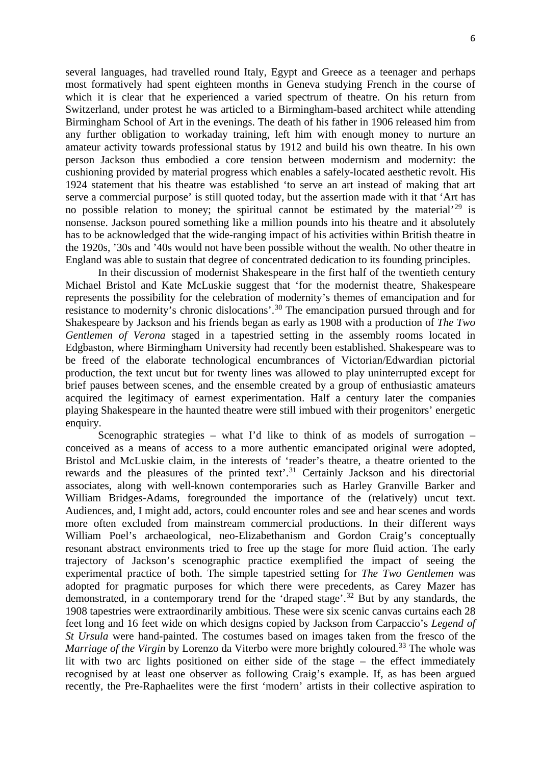several languages, had travelled round Italy, Egypt and Greece as a teenager and perhaps most formatively had spent eighteen months in Geneva studying French in the course of which it is clear that he experienced a varied spectrum of theatre. On his return from Switzerland, under protest he was articled to a Birmingham-based architect while attending Birmingham School of Art in the evenings. The death of his father in 1906 released him from any further obligation to workaday training, left him with enough money to nurture an amateur activity towards professional status by 1912 and build his own theatre. In his own person Jackson thus embodied a core tension between modernism and modernity: the cushioning provided by material progress which enables a safely-located aesthetic revolt. His 1924 statement that his theatre was established 'to serve an art instead of making that art serve a commercial purpose' is still quoted today, but the assertion made with it that 'Art has no possible relation to money; the spiritual cannot be estimated by the material'[29] is nonsense. Jackson poured something like a million pounds into his theatre and it absolutely has to be acknowledged that the wide-ranging impact of his activities within British theatre in the 1920s, '30s and '40s would not have been possible without the wealth. No other theatre in England was able to sustain that degree of concentrated dedication to its founding principles.

In their discussion of modernist Shakespeare in the first half of the twentieth century Michael Bristol and Kate McLuskie suggest that 'for the modernist theatre, Shakespeare represents the possibility for the celebration of modernity's themes of emancipation and for resistance to modernity's chronic dislocations'.[30] The emancipation pursued through and for Shakespeare by Jackson and his friends began as early as 1908 with a production of *The Two Gentlemen of Verona* staged in a tapestried setting in the assembly rooms located in Edgbaston, where Birmingham University had recently been established. Shakespeare was to be freed of the elaborate technological encumbrances of Victorian/Edwardian pictorial production, the text uncut but for twenty lines was allowed to play uninterrupted except for brief pauses between scenes, and the ensemble created by a group of enthusiastic amateurs acquired the legitimacy of earnest experimentation. Half a century later the companies playing Shakespeare in the haunted theatre were still imbued with their progenitors' energetic enquiry.

Scenographic strategies – what I'd like to think of as models of surrogation – conceived as a means of access to a more authentic emancipated original were adopted, Bristol and McLuskie claim, in the interests of 'reader's theatre, a theatre oriented to the rewards and the pleasures of the printed text'.[31] Certainly Jackson and his directorial associates, along with well-known contemporaries such as Harley Granville Barker and William Bridges-Adams, foregrounded the importance of the (relatively) uncut text. Audiences, and, I might add, actors, could encounter roles and see and hear scenes and words more often excluded from mainstream commercial productions. In their different ways William Poel's archaeological, neo-Elizabethanism and Gordon Craig's conceptually resonant abstract environments tried to free up the stage for more fluid action. The early trajectory of Jackson's scenographic practice exemplified the impact of seeing the experimental practice of both. The simple tapestried setting for *The Two Gentlemen* was adopted for pragmatic purposes for which there were precedents, as Carey Mazer has demonstrated, in a contemporary trend for the 'draped stage'.[32] But by any standards, the 1908 tapestries were extraordinarily ambitious. These were six scenic canvas curtains each 28 feet long and 16 feet wide on which designs copied by Jackson from Carpaccio's *Legend of St Ursula* were hand-painted. The costumes based on images taken from the fresco of the *Marriage of the Virgin* by Lorenzo da Viterbo were more brightly coloured.[33] The whole was lit with two arc lights positioned on either side of the stage – the effect immediately recognised by at least one observer as following Craig's example. If, as has been argued recently, the Pre-Raphaelites were the first 'modern' artists in their collective aspiration to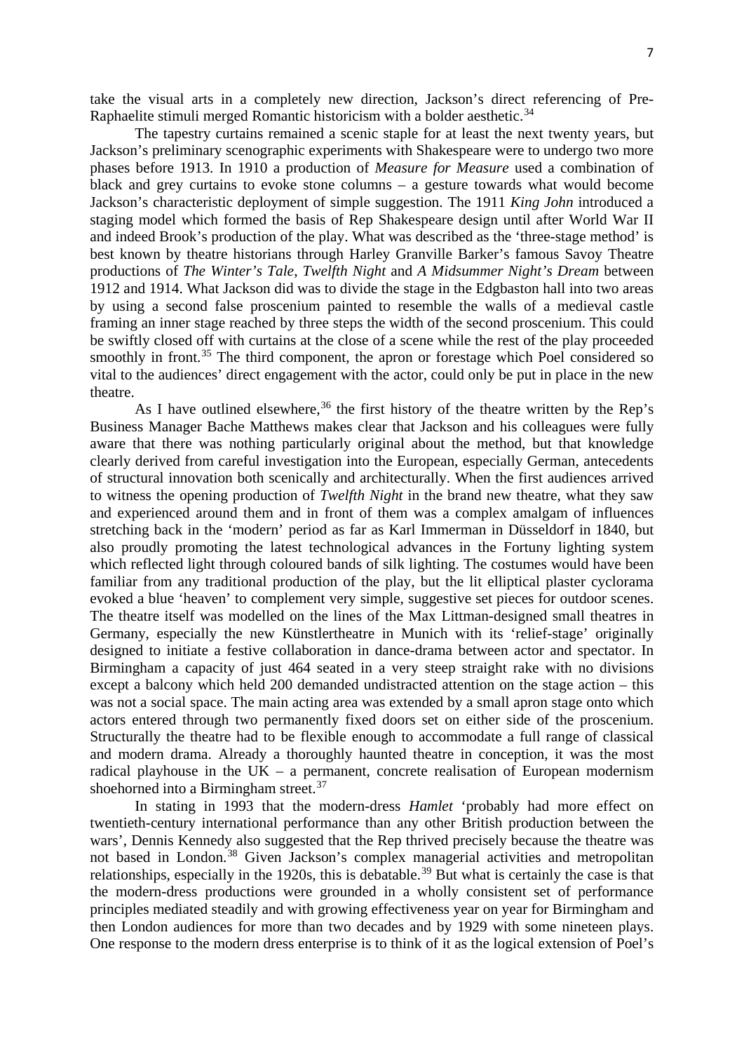take the visual arts in a completely new direction, Jackson's direct referencing of Pre-Raphaelite stimuli merged Romantic historicism with a bolder aesthetic.[34]

The tapestry curtains remained a scenic staple for at least the next twenty years, but Jackson's preliminary scenographic experiments with Shakespeare were to undergo two more phases before 1913. In 1910 a production of *Measure for Measure* used a combination of black and grey curtains to evoke stone columns – a gesture towards what would become Jackson's characteristic deployment of simple suggestion. The 1911 *King John* introduced a staging model which formed the basis of Rep Shakespeare design until after World War II and indeed Brook's production of the play. What was described as the 'three-stage method' is best known by theatre historians through Harley Granville Barker's famous Savoy Theatre productions of *The Winter's Tale*, *Twelfth Night* and *A Midsummer Night's Dream* between 1912 and 1914. What Jackson did was to divide the stage in the Edgbaston hall into two areas by using a second false proscenium painted to resemble the walls of a medieval castle framing an inner stage reached by three steps the width of the second proscenium. This could be swiftly closed off with curtains at the close of a scene while the rest of the play proceeded smoothly in front.[35] The third component, the apron or forestage which Poel considered so vital to the audiences' direct engagement with the actor, could only be put in place in the new theatre.

As I have outlined elsewhere,[36] the first history of the theatre written by the Rep's Business Manager Bache Matthews makes clear that Jackson and his colleagues were fully aware that there was nothing particularly original about the method, but that knowledge clearly derived from careful investigation into the European, especially German, antecedents of structural innovation both scenically and architecturally. When the first audiences arrived to witness the opening production of *Twelfth Night* in the brand new theatre, what they saw and experienced around them and in front of them was a complex amalgam of influences stretching back in the 'modern' period as far as Karl Immerman in Düsseldorf in 1840, but also proudly promoting the latest technological advances in the Fortuny lighting system which reflected light through coloured bands of silk lighting. The costumes would have been familiar from any traditional production of the play, but the lit elliptical plaster cyclorama evoked a blue 'heaven' to complement very simple, suggestive set pieces for outdoor scenes. The theatre itself was modelled on the lines of the Max Littman-designed small theatres in Germany, especially the new Künstlertheatre in Munich with its 'relief-stage' originally designed to initiate a festive collaboration in dance-drama between actor and spectator. In Birmingham a capacity of just 464 seated in a very steep straight rake with no divisions except a balcony which held 200 demanded undistracted attention on the stage action – this was not a social space. The main acting area was extended by a small apron stage onto which actors entered through two permanently fixed doors set on either side of the proscenium. Structurally the theatre had to be flexible enough to accommodate a full range of classical and modern drama. Already a thoroughly haunted theatre in conception, it was the most radical playhouse in the UK – a permanent, concrete realisation of European modernism shoehorned into a Birmingham street.[37]

In stating in 1993 that the modern-dress *Hamlet* 'probably had more effect on twentieth-century international performance than any other British production between the wars', Dennis Kennedy also suggested that the Rep thrived precisely because the theatre was not based in London.[38] Given Jackson's complex managerial activities and metropolitan relationships, especially in the 1920s, this is debatable.[39] But what is certainly the case is that the modern-dress productions were grounded in a wholly consistent set of performance principles mediated steadily and with growing effectiveness year on year for Birmingham and then London audiences for more than two decades and by 1929 with some nineteen plays. One response to the modern dress enterprise is to think of it as the logical extension of Poel's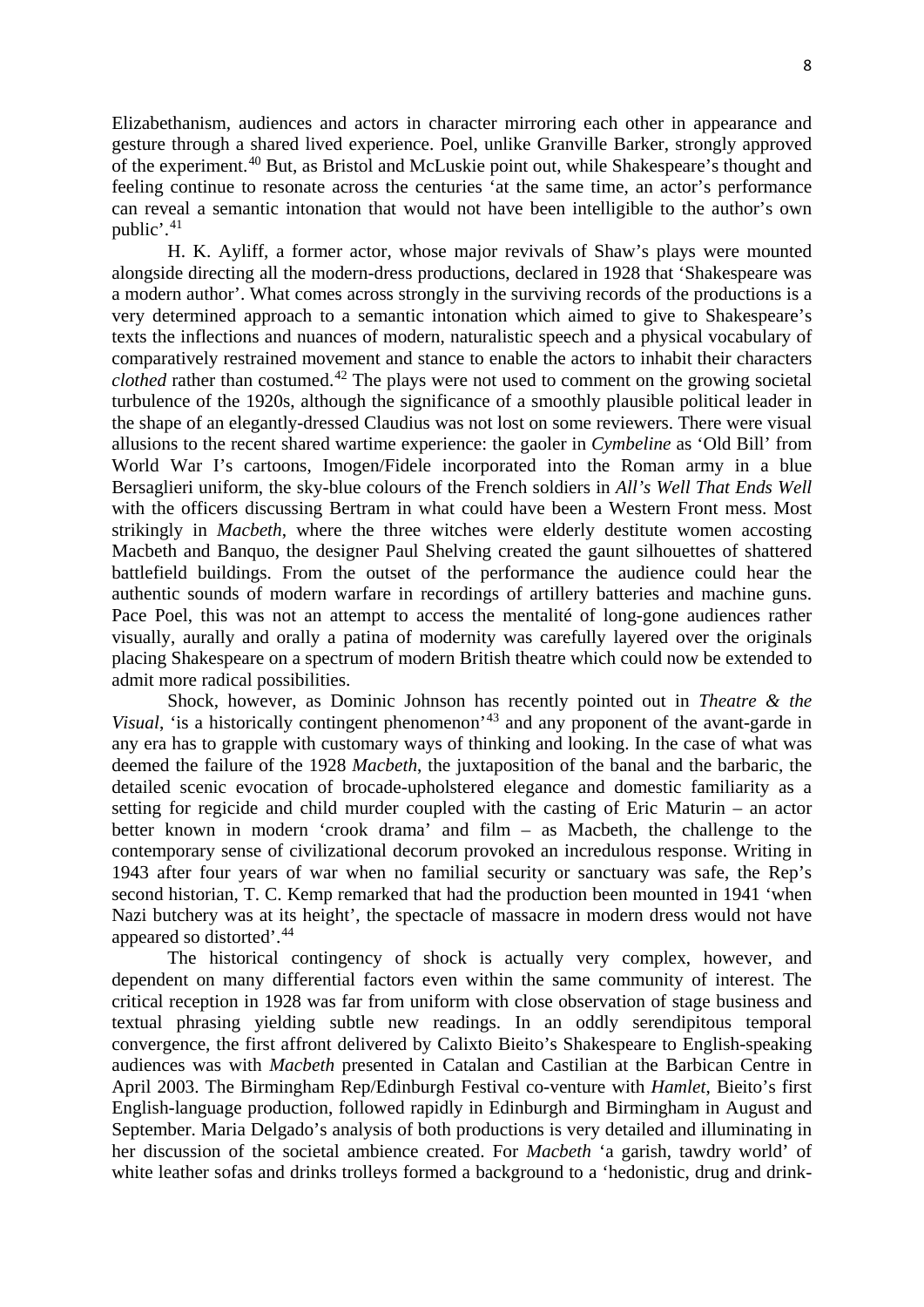Elizabethanism, audiences and actors in character mirroring each other in appearance and gesture through a shared lived experience. Poel, unlike Granville Barker, strongly approved of the experiment.[40] But, as Bristol and McLuskie point out, while Shakespeare's thought and feeling continue to resonate across the centuries 'at the same time, an actor's performance can reveal a semantic intonation that would not have been intelligible to the author's own public'.[41]

H. K. Ayliff, a former actor, whose major revivals of Shaw's plays were mounted alongside directing all the modern-dress productions, declared in 1928 that 'Shakespeare was a modern author'. What comes across strongly in the surviving records of the productions is a very determined approach to a semantic intonation which aimed to give to Shakespeare's texts the inflections and nuances of modern, naturalistic speech and a physical vocabulary of comparatively restrained movement and stance to enable the actors to inhabit their characters *clothed* rather than costumed.[42] The plays were not used to comment on the growing societal turbulence of the 1920s, although the significance of a smoothly plausible political leader in the shape of an elegantly-dressed Claudius was not lost on some reviewers. There were visual allusions to the recent shared wartime experience: the gaoler in *Cymbeline* as 'Old Bill' from World War I's cartoons, Imogen/Fidele incorporated into the Roman army in a blue Bersaglieri uniform, the sky-blue colours of the French soldiers in *All's Well That Ends Well* with the officers discussing Bertram in what could have been a Western Front mess. Most strikingly in *Macbeth*, where the three witches were elderly destitute women accosting Macbeth and Banquo, the designer Paul Shelving created the gaunt silhouettes of shattered battlefield buildings. From the outset of the performance the audience could hear the authentic sounds of modern warfare in recordings of artillery batteries and machine guns. Pace Poel, this was not an attempt to access the mentalité of long-gone audiences rather visually, aurally and orally a patina of modernity was carefully layered over the originals placing Shakespeare on a spectrum of modern British theatre which could now be extended to admit more radical possibilities.

Shock, however, as Dominic Johnson has recently pointed out in *Theatre & the Visual*, 'is a historically contingent phenomenon'[43] and any proponent of the avant-garde in any era has to grapple with customary ways of thinking and looking. In the case of what was deemed the failure of the 1928 *Macbeth*, the juxtaposition of the banal and the barbaric, the detailed scenic evocation of brocade-upholstered elegance and domestic familiarity as a setting for regicide and child murder coupled with the casting of Eric Maturin – an actor better known in modern 'crook drama' and film – as Macbeth, the challenge to the contemporary sense of civilizational decorum provoked an incredulous response. Writing in 1943 after four years of war when no familial security or sanctuary was safe, the Rep's second historian, T. C. Kemp remarked that had the production been mounted in 1941 'when Nazi butchery was at its height', the spectacle of massacre in modern dress would not have appeared so distorted'.[44]

The historical contingency of shock is actually very complex, however, and dependent on many differential factors even within the same community of interest. The critical reception in 1928 was far from uniform with close observation of stage business and textual phrasing yielding subtle new readings. In an oddly serendipitous temporal convergence, the first affront delivered by Calixto Bieito's Shakespeare to English-speaking audiences was with *Macbeth* presented in Catalan and Castilian at the Barbican Centre in April 2003. The Birmingham Rep/Edinburgh Festival co-venture with *Hamlet*, Bieito's first English-language production, followed rapidly in Edinburgh and Birmingham in August and September. Maria Delgado's analysis of both productions is very detailed and illuminating in her discussion of the societal ambience created. For *Macbeth* 'a garish, tawdry world' of white leather sofas and drinks trolleys formed a background to a 'hedonistic, drug and drink-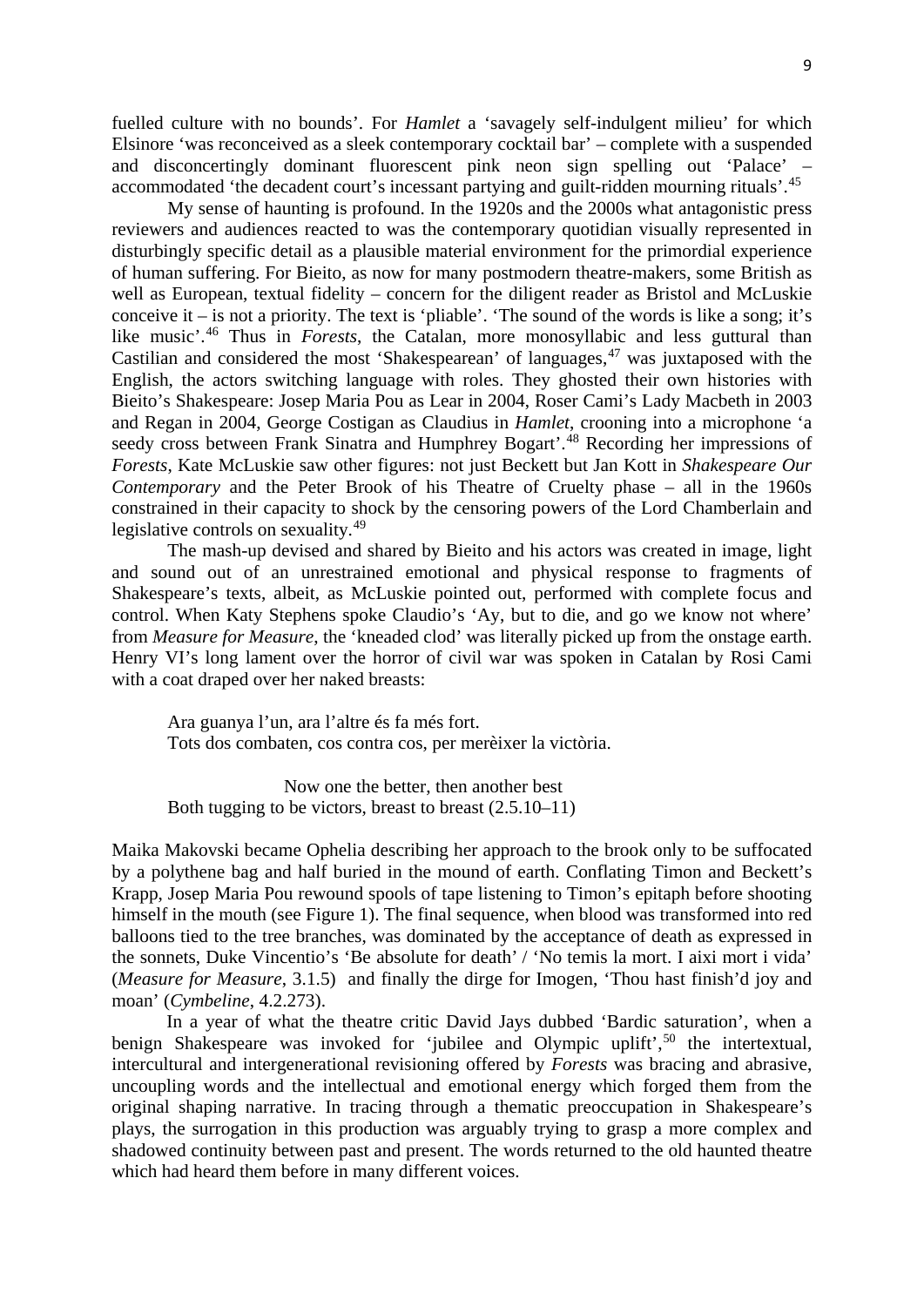fuelled culture with no bounds'. For *Hamlet* a 'savagely self-indulgent milieu' for which Elsinore 'was reconceived as a sleek contemporary cocktail bar' – complete with a suspended and disconcertingly dominant fluorescent pink neon sign spelling out 'Palace' – accommodated 'the decadent court's incessant partying and guilt-ridden mourning rituals'.[45]

My sense of haunting is profound. In the 1920s and the 2000s what antagonistic press reviewers and audiences reacted to was the contemporary quotidian visually represented in disturbingly specific detail as a plausible material environment for the primordial experience of human suffering. For Bieito, as now for many postmodern theatre-makers, some British as well as European, textual fidelity – concern for the diligent reader as Bristol and McLuskie conceive it – is not a priority. The text is 'pliable'. 'The sound of the words is like a song; it's like music'.[46] Thus in *Forests*, the Catalan, more monosyllabic and less guttural than Castilian and considered the most 'Shakespearean' of languages,[47] was juxtaposed with the English, the actors switching language with roles. They ghosted their own histories with Bieito's Shakespeare: Josep Maria Pou as Lear in 2004, Roser Cami's Lady Macbeth in 2003 and Regan in 2004, George Costigan as Claudius in *Hamlet*, crooning into a microphone 'a seedy cross between Frank Sinatra and Humphrey Bogart'.[48] Recording her impressions of *Forests*, Kate McLuskie saw other figures: not just Beckett but Jan Kott in *Shakespeare Our Contemporary* and the Peter Brook of his Theatre of Cruelty phase – all in the 1960s constrained in their capacity to shock by the censoring powers of the Lord Chamberlain and legislative controls on sexuality.[49]

The mash-up devised and shared by Bieito and his actors was created in image, light and sound out of an unrestrained emotional and physical response to fragments of Shakespeare's texts, albeit, as McLuskie pointed out, performed with complete focus and control. When Katy Stephens spoke Claudio's 'Ay, but to die, and go we know not where' from *Measure for Measure*, the 'kneaded clod' was literally picked up from the onstage earth. Henry VI's long lament over the horror of civil war was spoken in Catalan by Rosi Cami with a coat draped over her naked breasts:

> Ara guanya l'un, ara l'altre és fa més fort.
> Tots dos combaten, cos contra cos, per merèixer la victòria.
>
> Now one the better, then another best
> Both tugging to be victors, breast to breast (2.5.10–11)

Maika Makovski became Ophelia describing her approach to the brook only to be suffocated by a polythene bag and half buried in the mound of earth. Conflating Timon and Beckett's Krapp, Josep Maria Pou rewound spools of tape listening to Timon's epitaph before shooting himself in the mouth (see Figure 1). The final sequence, when blood was transformed into red balloons tied to the tree branches, was dominated by the acceptance of death as expressed in the sonnets, Duke Vincentio's 'Be absolute for death' / 'No temis la mort. I aixi mort i vida' (*Measure for Measure*, 3.1.5) and finally the dirge for Imogen, 'Thou hast finish'd joy and moan' (*Cymbeline*, 4.2.273).

In a year of what the theatre critic David Jays dubbed 'Bardic saturation', when a benign Shakespeare was invoked for 'jubilee and Olympic uplift',[50] the intertextual, intercultural and intergenerational revisioning offered by *Forests* was bracing and abrasive, uncoupling words and the intellectual and emotional energy which forged them from the original shaping narrative. In tracing through a thematic preoccupation in Shakespeare's plays, the surrogation in this production was arguably trying to grasp a more complex and shadowed continuity between past and present. The words returned to the old haunted theatre which had heard them before in many different voices.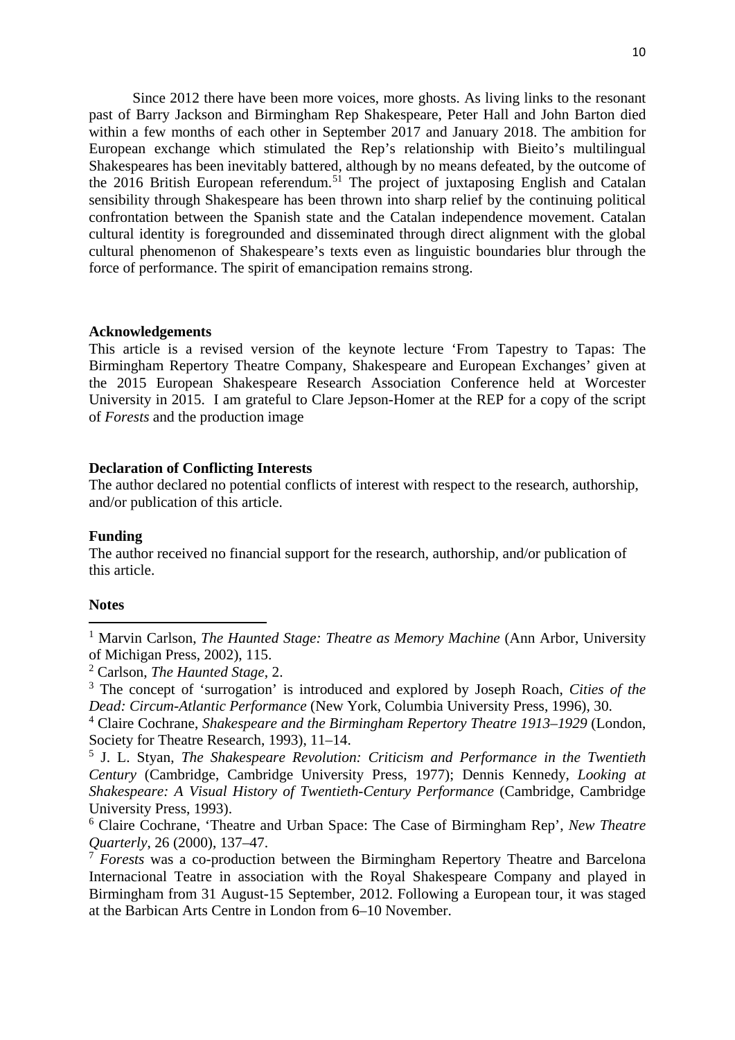Since 2012 there have been more voices, more ghosts. As living links to the resonant past of Barry Jackson and Birmingham Rep Shakespeare, Peter Hall and John Barton died within a few months of each other in September 2017 and January 2018. The ambition for European exchange which stimulated the Rep's relationship with Bieito's multilingual Shakespeares has been inevitably battered, although by no means defeated, by the outcome of the 2016 British European referendum.[51] The project of juxtaposing English and Catalan sensibility through Shakespeare has been thrown into sharp relief by the continuing political confrontation between the Spanish state and the Catalan independence movement. Catalan cultural identity is foregrounded and disseminated through direct alignment with the global cultural phenomenon of Shakespeare's texts even as linguistic boundaries blur through the force of performance. The spirit of emancipation remains strong.

**Acknowledgements**

This article is a revised version of the keynote lecture 'From Tapestry to Tapas: The Birmingham Repertory Theatre Company, Shakespeare and European Exchanges' given at the 2015 European Shakespeare Research Association Conference held at Worcester University in 2015. I am grateful to Clare Jepson-Homer at the REP for a copy of the script of *Forests* and the production image

**Declaration of Conflicting Interests**

The author declared no potential conflicts of interest with respect to the research, authorship, and/or publication of this article.

**Funding**

The author received no financial support for the research, authorship, and/or publication of this article.

**Notes**

[1] Marvin Carlson, *The Haunted Stage: Theatre as Memory Machine* (Ann Arbor, University of Michigan Press, 2002), 115.

[2] Carlson, *The Haunted Stage*, 2.

[3] The concept of 'surrogation' is introduced and explored by Joseph Roach, *Cities of the Dead: Circum-Atlantic Performance* (New York, Columbia University Press, 1996), 30.

[4] Claire Cochrane, *Shakespeare and the Birmingham Repertory Theatre 1913–1929* (London, Society for Theatre Research, 1993), 11–14.

[5] J. L. Styan, *The Shakespeare Revolution: Criticism and Performance in the Twentieth Century* (Cambridge, Cambridge University Press, 1977); Dennis Kennedy, *Looking at Shakespeare: A Visual History of Twentieth-Century Performance* (Cambridge, Cambridge University Press, 1993).

[6] Claire Cochrane, 'Theatre and Urban Space: The Case of Birmingham Rep', *New Theatre Quarterly*, 26 (2000), 137–47.

[7] *Forests* was a co-production between the Birmingham Repertory Theatre and Barcelona Internacional Teatre in association with the Royal Shakespeare Company and played in Birmingham from 31 August-15 September, 2012. Following a European tour, it was staged at the Barbican Arts Centre in London from 6–10 November.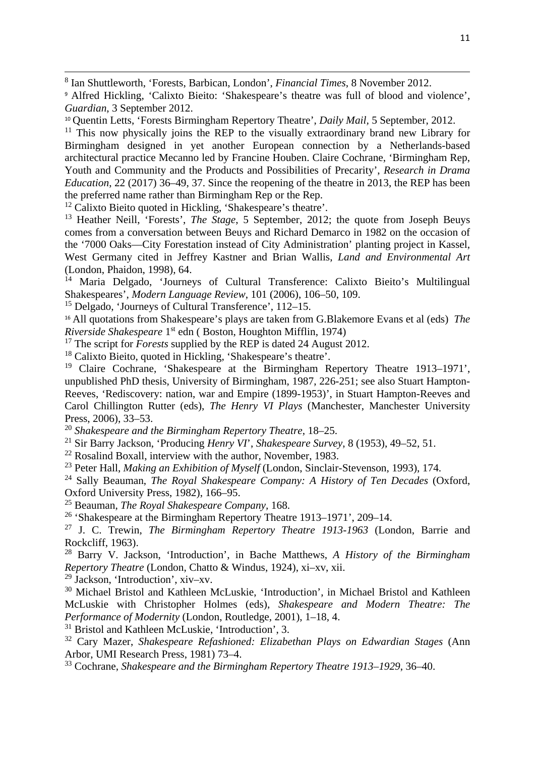[8] Ian Shuttleworth, 'Forests, Barbican, London', *Financial Times*, 8 November 2012.

[9] Alfred Hickling, 'Calixto Bieito: 'Shakespeare's theatre was full of blood and violence', *Guardian*, 3 September 2012.

[10] Quentin Letts, 'Forests Birmingham Repertory Theatre', *Daily Mail*, 5 September, 2012.

[11] This now physically joins the REP to the visually extraordinary brand new Library for Birmingham designed in yet another European connection by a Netherlands-based architectural practice Mecanno led by Francine Houben. Claire Cochrane, 'Birmingham Rep, Youth and Community and the Products and Possibilities of Precarity', *Research in Drama Education*, 22 (2017) 36–49, 37. Since the reopening of the theatre in 2013, the REP has been the preferred name rather than Birmingham Rep or the Rep.

[12] Calixto Bieito quoted in Hickling, 'Shakespeare's theatre'.

[13] Heather Neill, 'Forests', *The Stage*, 5 September, 2012; the quote from Joseph Beuys comes from a conversation between Beuys and Richard Demarco in 1982 on the occasion of the '7000 Oaks—City Forestation instead of City Administration' planting project in Kassel, West Germany cited in Jeffrey Kastner and Brian Wallis, *Land and Environmental Art* (London, Phaidon, 1998), 64.

[14] Maria Delgado, 'Journeys of Cultural Transference: Calixto Bieito's Multilingual Shakespeares', *Modern Language Review*, 101 (2006), 106–50, 109.

[15] Delgado, 'Journeys of Cultural Transference', 112–15.

[16] All quotations from Shakespeare's plays are taken from G.Blakemore Evans et al (eds) *The Riverside Shakespeare* 1st edn ( Boston, Houghton Mifflin, 1974)

[17] The script for *Forests* supplied by the REP is dated 24 August 2012.

[18] Calixto Bieito, quoted in Hickling, 'Shakespeare's theatre'.

[19] Claire Cochrane, 'Shakespeare at the Birmingham Repertory Theatre 1913–1971', unpublished PhD thesis, University of Birmingham, 1987, 226-251; see also Stuart Hampton-Reeves, 'Rediscovery: nation, war and Empire (1899-1953)', in Stuart Hampton-Reeves and Carol Chillington Rutter (eds), *The Henry VI Plays* (Manchester, Manchester University Press, 2006), 33–53.

[20] *Shakespeare and the Birmingham Repertory Theatre*, 18–25.

[21] Sir Barry Jackson, 'Producing *Henry VI*', *Shakespeare Survey*, 8 (1953), 49–52, 51.

[22] Rosalind Boxall, interview with the author, November, 1983.

[23] Peter Hall, *Making an Exhibition of Myself* (London, Sinclair-Stevenson, 1993), 174.

[24] Sally Beauman, *The Royal Shakespeare Company: A History of Ten Decades* (Oxford, Oxford University Press, 1982), 166–95.

[25] Beauman, *The Royal Shakespeare Company*, 168.

[26] 'Shakespeare at the Birmingham Repertory Theatre 1913–1971', 209–14.

[27] J. C. Trewin, *The Birmingham Repertory Theatre 1913-1963* (London, Barrie and Rockcliff, 1963).

[28] Barry V. Jackson, 'Introduction', in Bache Matthews, *A History of the Birmingham Repertory Theatre* (London, Chatto & Windus, 1924), xi–xv, xii.

[29] Jackson, 'Introduction', xiv–xv.

[30] Michael Bristol and Kathleen McLuskie, 'Introduction', in Michael Bristol and Kathleen McLuskie with Christopher Holmes (eds), *Shakespeare and Modern Theatre: The Performance of Modernity* (London, Routledge, 2001), 1–18, 4.

[31] Bristol and Kathleen McLuskie, 'Introduction', 3.

[32] Cary Mazer, *Shakespeare Refashioned: Elizabethan Plays on Edwardian Stages* (Ann Arbor, UMI Research Press, 1981) 73–4.

[33] Cochrane, *Shakespeare and the Birmingham Repertory Theatre 1913–1929*, 36–40.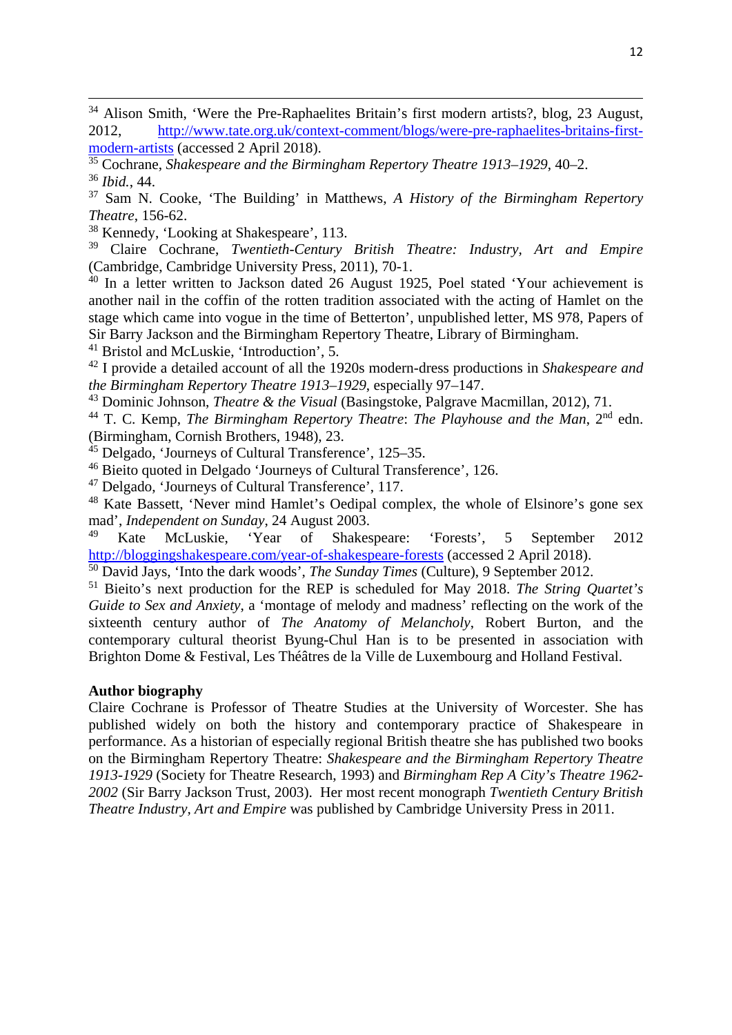[34] Alison Smith, 'Were the Pre-Raphaelites Britain's first modern artists?, blog, 23 August, 2012, http://www.tate.org.uk/context-comment/blogs/were-pre-raphaelites-britains-first-modern-artists (accessed 2 April 2018).

[35] Cochrane, *Shakespeare and the Birmingham Repertory Theatre 1913–1929*, 40–2.

[36] *Ibid.*, 44.

[37] Sam N. Cooke, 'The Building' in Matthews, *A History of the Birmingham Repertory Theatre*, 156-62.

[38] Kennedy, 'Looking at Shakespeare', 113.

[39] Claire Cochrane, *Twentieth-Century British Theatre: Industry, Art and Empire* (Cambridge, Cambridge University Press, 2011), 70-1.

[40] In a letter written to Jackson dated 26 August 1925, Poel stated 'Your achievement is another nail in the coffin of the rotten tradition associated with the acting of Hamlet on the stage which came into vogue in the time of Betterton', unpublished letter, MS 978, Papers of Sir Barry Jackson and the Birmingham Repertory Theatre, Library of Birmingham.

[41] Bristol and McLuskie, 'Introduction', 5.

[42] I provide a detailed account of all the 1920s modern-dress productions in *Shakespeare and the Birmingham Repertory Theatre 1913–1929*, especially 97–147.

[43] Dominic Johnson, *Theatre & the Visual* (Basingstoke, Palgrave Macmillan, 2012), 71.

[44] T. C. Kemp, *The Birmingham Repertory Theatre*: *The Playhouse and the Man*, 2nd edn. (Birmingham, Cornish Brothers, 1948), 23.

[45] Delgado, 'Journeys of Cultural Transference', 125–35.

[46] Bieito quoted in Delgado 'Journeys of Cultural Transference', 126.

[47] Delgado, 'Journeys of Cultural Transference', 117.

[48] Kate Bassett, 'Never mind Hamlet's Oedipal complex, the whole of Elsinore's gone sex mad', *Independent on Sunday*, 24 August 2003.

[49] Kate McLuskie, 'Year of Shakespeare: 'Forests', 5 September 2012 http://bloggingshakespeare.com/year-of-shakespeare-forests (accessed 2 April 2018).

[50] David Jays, 'Into the dark woods', *The Sunday Times* (Culture), 9 September 2012.

[51] Bieito's next production for the REP is scheduled for May 2018. *The String Quartet's Guide to Sex and Anxiety*, a 'montage of melody and madness' reflecting on the work of the sixteenth century author of *The Anatomy of Melancholy*, Robert Burton, and the contemporary cultural theorist Byung-Chul Han is to be presented in association with Brighton Dome & Festival, Les Théâtres de la Ville de Luxembourg and Holland Festival.

**Author biography**

Claire Cochrane is Professor of Theatre Studies at the University of Worcester. She has published widely on both the history and contemporary practice of Shakespeare in performance. As a historian of especially regional British theatre she has published two books on the Birmingham Repertory Theatre: *Shakespeare and the Birmingham Repertory Theatre 1913-1929* (Society for Theatre Research, 1993) and *Birmingham Rep A City's Theatre 1962-2002* (Sir Barry Jackson Trust, 2003). Her most recent monograph *Twentieth Century British Theatre Industry, Art and Empire* was published by Cambridge University Press in 2011.